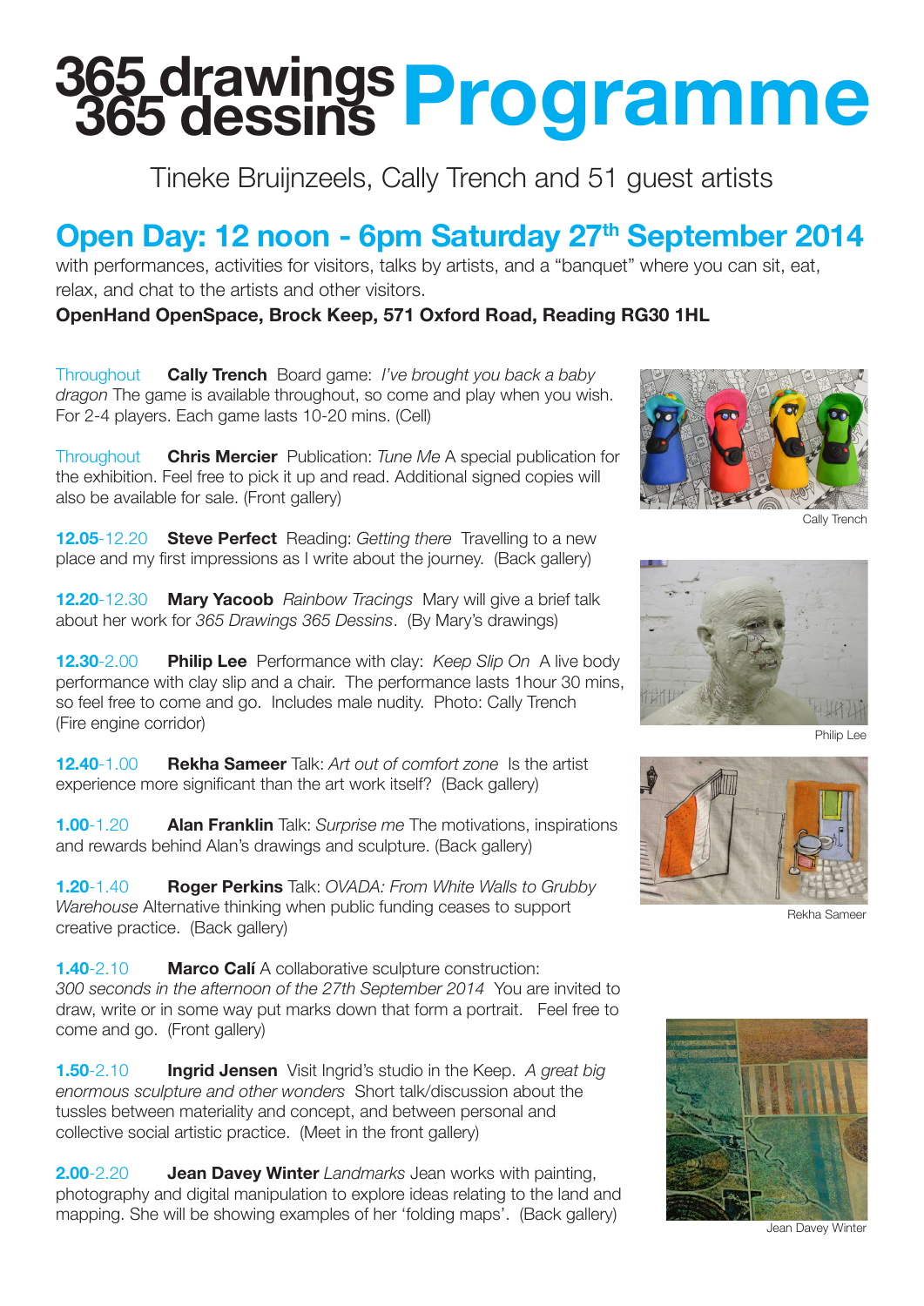# 365 drawings 365 dessins Programme

Tineke Bruijnzeels, Cally Trench and 51 guest artists

## Open Day: 12 noon - 6pm Saturday 27th September 2014

with performances, activities for visitors, talks by artists, and a "banquet" where you can sit, eat, relax, and chat to the artists and other visitors.

**OpenHand OpenSpace, Brock Keep, 571 Oxford Road, Reading RG30 1HL**

Throughout **Cally Trench** Board game: *I've brought you back a baby dragon* The game is available throughout, so come and play when you wish. For 2-4 players. Each game lasts 10-20 mins. (Cell)

Throughout **Chris Mercier** Publication: *Tune Me* A special publication for the exhibition. Feel free to pick it up and read. Additional signed copies will also be available for sale. (Front gallery)

**12.05**-12.20 **Steve Perfect** Reading: *Getting there* Travelling to a new place and my first impressions as I write about the journey. (Back gallery)

**12.20**-12.30 **Mary Yacoob** *Rainbow Tracings* Mary will give a brief talk about her work for *365 Drawings 365 Dessins*. (By Mary's drawings)

**12.30**-2.00 **Philip Lee** Performance with clay: *Keep Slip On* A live body performance with clay slip and a chair. The performance lasts 1hour 30 mins, so feel free to come and go. Includes male nudity. Photo: Cally Trench (Fire engine corridor)

**12.40**-1.00 **Rekha Sameer** Talk: *Art out of comfort zone* Is the artist experience more significant than the art work itself? (Back gallery)

**1.00**-1.20 **Alan Franklin** Talk: *Surprise me* The motivations, inspirations and rewards behind Alan's drawings and sculpture. (Back gallery)

**1.20**-1.40 **Roger Perkins** Talk: *OVADA: From White Walls to Grubby Warehouse* Alternative thinking when public funding ceases to support creative practice. (Back gallery)

**1.40**-2.10 **Marco Calí** A collaborative sculpture construction: *300 seconds in the afternoon of the 27th September 2014* You are invited to draw, write or in some way put marks down that form a portrait. Feel free to come and go. (Front gallery)

**1.50**-2.10 **Ingrid Jensen** Visit Ingrid's studio in the Keep. *A great big enormous sculpture and other wonders* Short talk/discussion about the tussles between materiality and concept, and between personal and collective social artistic practice. (Meet in the front gallery)

**2.00**-2.20 **Jean Davey Winter** *Landmarks* Jean works with painting, photography and digital manipulation to explore ideas relating to the land and mapping. She will be showing examples of her 'folding maps'. (Back gallery)

Cally Trench

Philip Lee

Rekha Sameer

Jean Davey Winter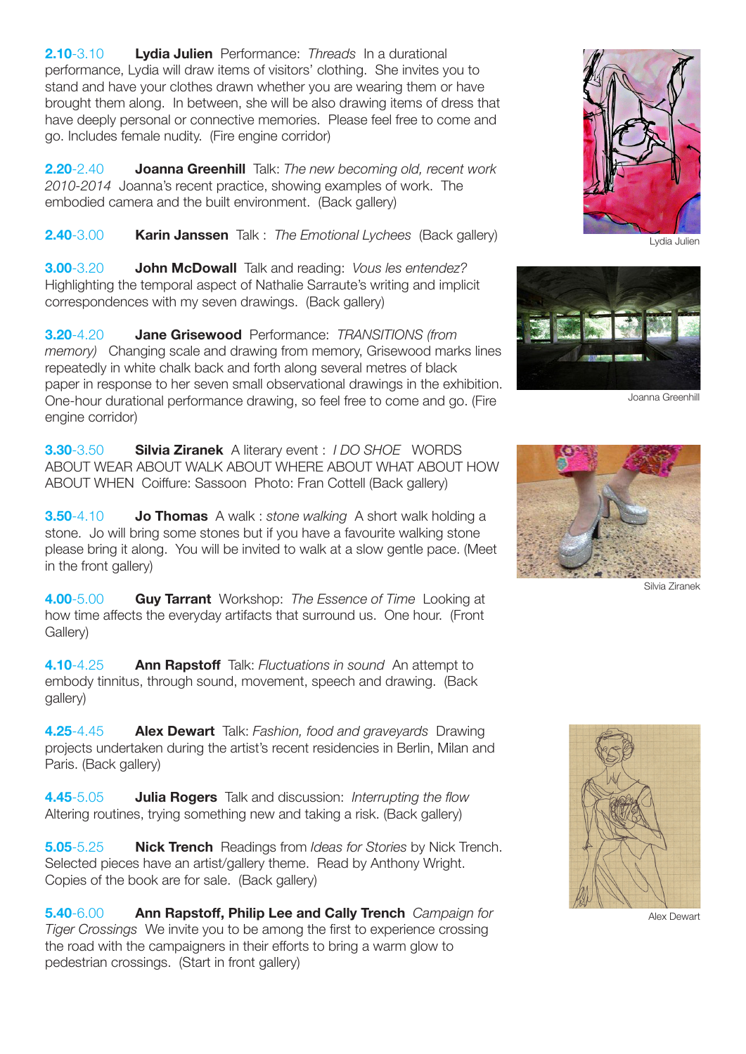**2.10**-3.10 **Lydia Julien** Performance: *Threads* In a durational performance, Lydia will draw items of visitors' clothing. She invites you to stand and have your clothes drawn whether you are wearing them or have brought them along. In between, she will be also drawing items of dress that have deeply personal or connective memories. Please feel free to come and go. Includes female nudity. (Fire engine corridor)

**2.20**-2.40 **Joanna Greenhill** Talk: *The new becoming old, recent work 2010-2014* Joanna's recent practice, showing examples of work. The embodied camera and the built environment. (Back gallery)

**2.40**-3.00 **Karin Janssen** Talk : *The Emotional Lychees* (Back gallery)

**3.00**-3.20 **John McDowall** Talk and reading: *Vous les entendez?* Highlighting the temporal aspect of Nathalie Sarraute's writing and implicit correspondences with my seven drawings. (Back gallery)

**3.20**-4.20 **Jane Grisewood** Performance: *TRANSITIONS (from memory)* Changing scale and drawing from memory, Grisewood marks lines repeatedly in white chalk back and forth along several metres of black paper in response to her seven small observational drawings in the exhibition. One-hour durational performance drawing, so feel free to come and go. (Fire engine corridor)

**3.30**-3.50 **Silvia Ziranek** A literary event : *I DO SHOE* WORDS ABOUT WEAR ABOUT WALK ABOUT WHERE ABOUT WHAT ABOUT HOW ABOUT WHEN Coiffure: Sassoon Photo: Fran Cottell (Back gallery)

**3.50**-4.10 **Jo Thomas** A walk : *stone walking* A short walk holding a stone. Jo will bring some stones but if you have a favourite walking stone please bring it along. You will be invited to walk at a slow gentle pace. (Meet in the front gallery)

**4.00**-5.00 **Guy Tarrant** Workshop: *The Essence of Time* Looking at how time affects the everyday artifacts that surround us. One hour. (Front Gallery)

**4.10**-4.25 **Ann Rapstoff** Talk: *Fluctuations in sound* An attempt to embody tinnitus, through sound, movement, speech and drawing. (Back gallery)

**4.25**-4.45 **Alex Dewart** Talk: *Fashion, food and graveyards* Drawing projects undertaken during the artist's recent residencies in Berlin, Milan and Paris. (Back gallery)

**4.45**-5.05 **Julia Rogers** Talk and discussion: *Interrupting the flow* Altering routines, trying something new and taking a risk. (Back gallery)

**5.05**-5.25 **Nick Trench** Readings from *Ideas for Stories* by Nick Trench. Selected pieces have an artist/gallery theme. Read by Anthony Wright. Copies of the book are for sale. (Back gallery)

**5.40**-6.00 **Ann Rapstoff, Philip Lee and Cally Trench** *Campaign for Tiger Crossings* We invite you to be among the first to experience crossing the road with the campaigners in their efforts to bring a warm glow to pedestrian crossings. (Start in front gallery)

Lydia Julien

Joanna Greenhill

Silvia Ziranek

Alex Dewart